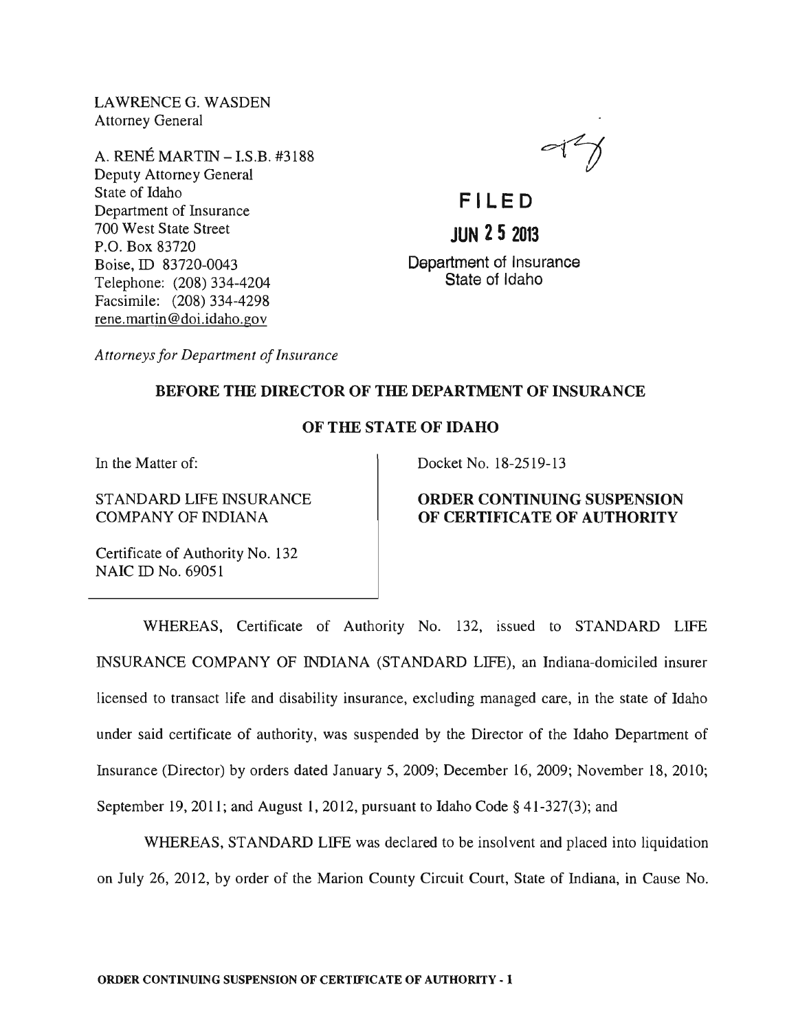LAWRENCE G. WASDEN
Attorney General

A. RENÉ MARTIN – I.S.B. #3188
Deputy Attorney General
State of Idaho
Department of Insurance
700 West State Street
P.O. Box 83720
Boise, ID 83720-0043
Telephone: (208) 334-4204
Facsimile: (208) 334-4298
rene.martin@doi.idaho.gov

*Attorneys for Department of Insurance*

**FILED**

**JUN 25 2013**

Department of Insurance
State of Idaho

**BEFORE THE DIRECTOR OF THE DEPARTMENT OF INSURANCE**

**OF THE STATE OF IDAHO**

In the Matter of:

STANDARD LIFE INSURANCE COMPANY OF INDIANA

Certificate of Authority No. 132
NAIC ID No. 69051

Docket No. 18-2519-13

**ORDER CONTINUING SUSPENSION OF CERTIFICATE OF AUTHORITY**

WHEREAS, Certificate of Authority No. 132, issued to STANDARD LIFE INSURANCE COMPANY OF INDIANA (STANDARD LIFE), an Indiana-domiciled insurer licensed to transact life and disability insurance, excluding managed care, in the state of Idaho under said certificate of authority, was suspended by the Director of the Idaho Department of Insurance (Director) by orders dated January 5, 2009; December 16, 2009; November 18, 2010; September 19, 2011; and August 1, 2012, pursuant to Idaho Code § 41-327(3); and

WHEREAS, STANDARD LIFE was declared to be insolvent and placed into liquidation on July 26, 2012, by order of the Marion County Circuit Court, State of Indiana, in Cause No.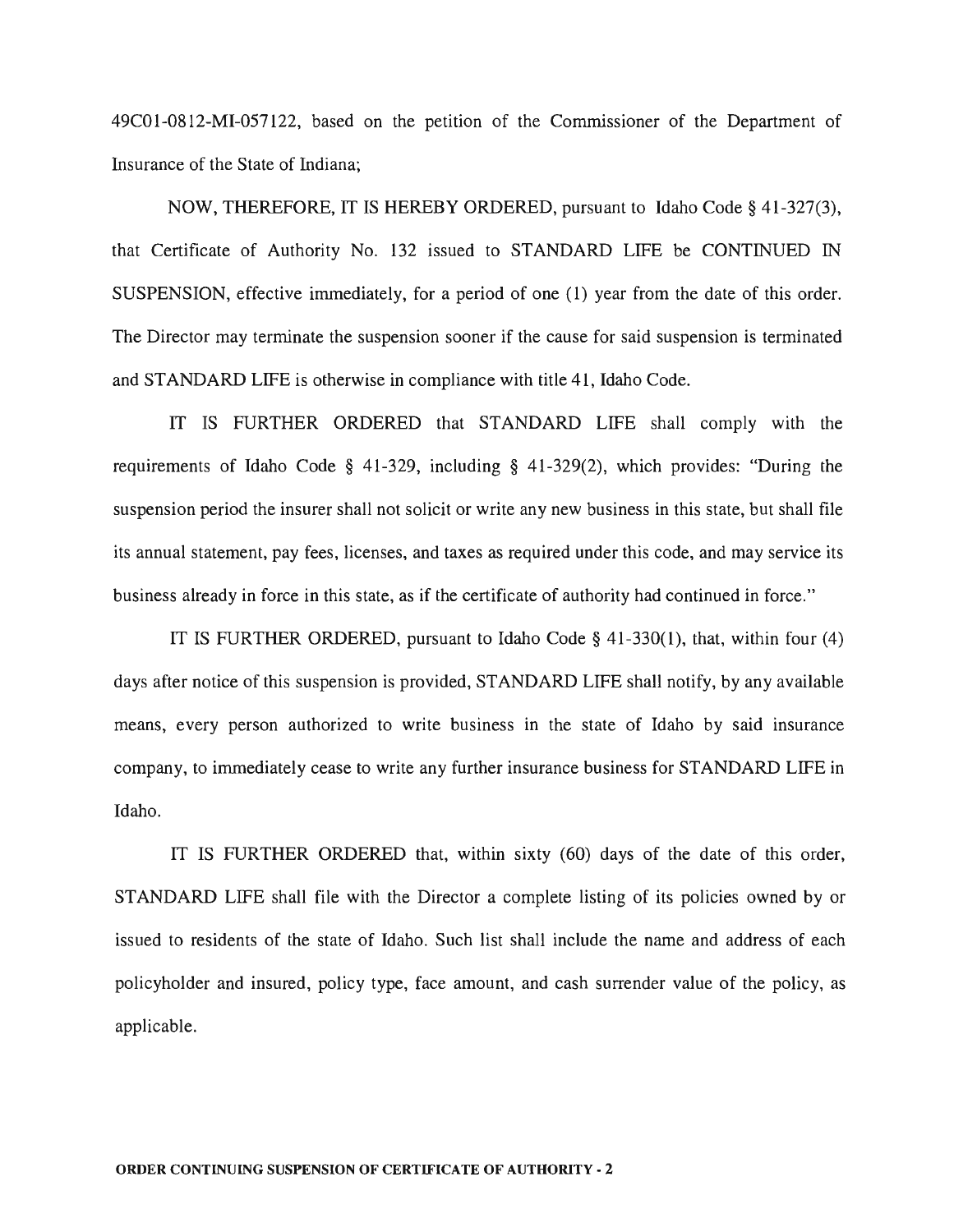49C01-0812-MI-057122, based on the petition of the Commissioner of the Department of Insurance of the State of Indiana;

NOW, THEREFORE, IT IS HEREBY ORDERED, pursuant to Idaho Code § 41-327(3), that Certificate of Authority No. 132 issued to STANDARD LIFE be CONTINUED IN SUSPENSION, effective immediately, for a period of one (1) year from the date of this order. The Director may terminate the suspension sooner if the cause for said suspension is terminated and STANDARD LIFE is otherwise in compliance with title 41, Idaho Code.

IT IS FURTHER ORDERED that STANDARD LIFE shall comply with the requirements of Idaho Code § 41-329, including § 41-329(2), which provides: "During the suspension period the insurer shall not solicit or write any new business in this state, but shall file its annual statement, pay fees, licenses, and taxes as required under this code, and may service its business already in force in this state, as if the certificate of authority had continued in force."

IT IS FURTHER ORDERED, pursuant to Idaho Code § 41-330(1), that, within four (4) days after notice of this suspension is provided, STANDARD LIFE shall notify, by any available means, every person authorized to write business in the state of Idaho by said insurance company, to immediately cease to write any further insurance business for STANDARD LIFE in Idaho.

IT IS FURTHER ORDERED that, within sixty (60) days of the date of this order, STANDARD LIFE shall file with the Director a complete listing of its policies owned by or issued to residents of the state of Idaho. Such list shall include the name and address of each policyholder and insured, policy type, face amount, and cash surrender value of the policy, as applicable.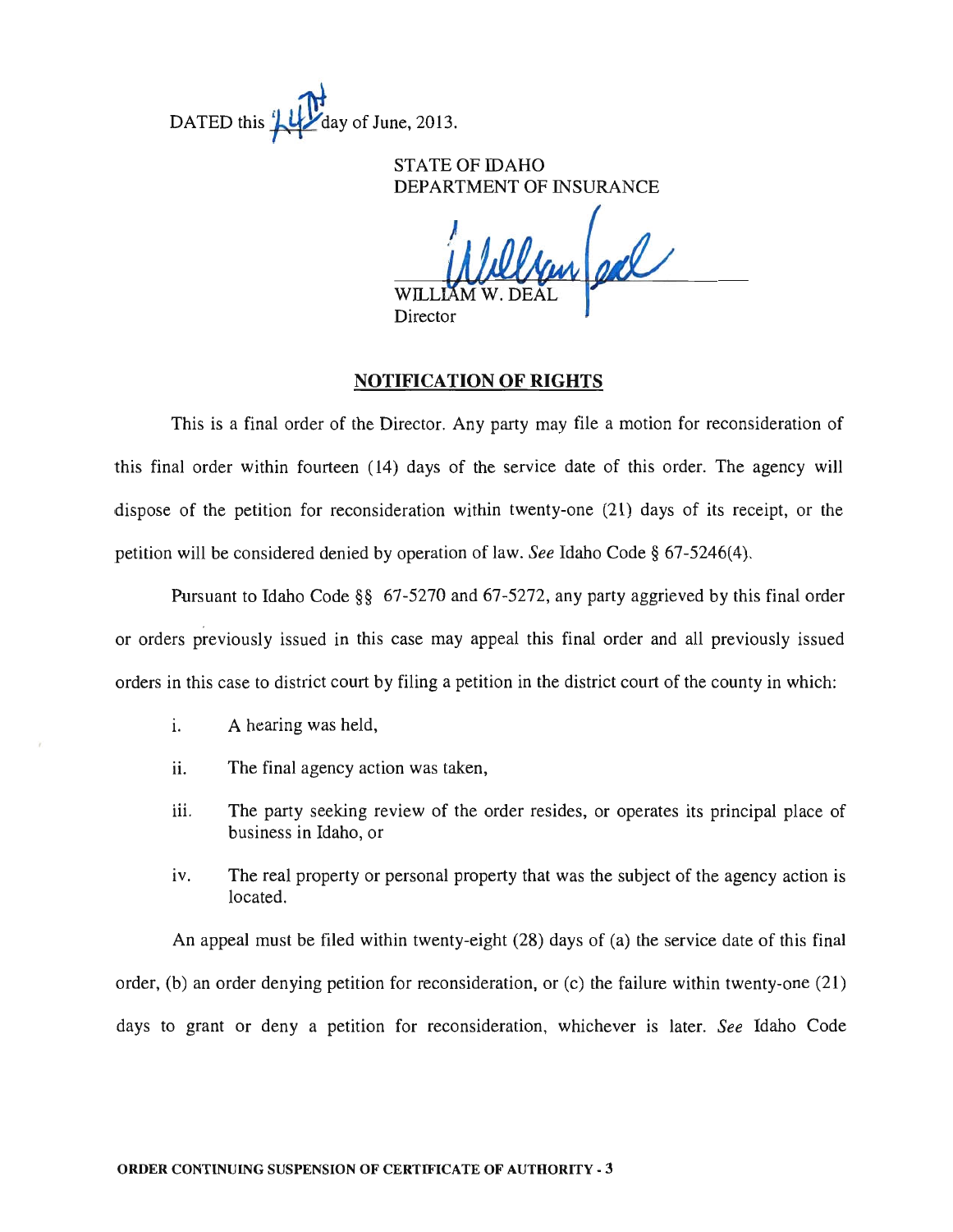DATED this 24th day of June, 2013.

STATE OF IDAHO
DEPARTMENT OF INSURANCE

WILLIAM W. DEAL
Director

## NOTIFICATION OF RIGHTS

This is a final order of the Director. Any party may file a motion for reconsideration of this final order within fourteen (14) days of the service date of this order. The agency will dispose of the petition for reconsideration within twenty-one (21) days of its receipt, or the petition will be considered denied by operation of law. *See* Idaho Code § 67-5246(4).

Pursuant to Idaho Code §§ 67-5270 and 67-5272, any party aggrieved by this final order or orders previously issued in this case may appeal this final order and all previously issued orders in this case to district court by filing a petition in the district court of the county in which:

i. A hearing was held,

ii. The final agency action was taken,

iii. The party seeking review of the order resides, or operates its principal place of business in Idaho, or

iv. The real property or personal property that was the subject of the agency action is located.

An appeal must be filed within twenty-eight (28) days of (a) the service date of this final order, (b) an order denying petition for reconsideration, or (c) the failure within twenty-one (21) days to grant or deny a petition for reconsideration, whichever is later. *See* Idaho Code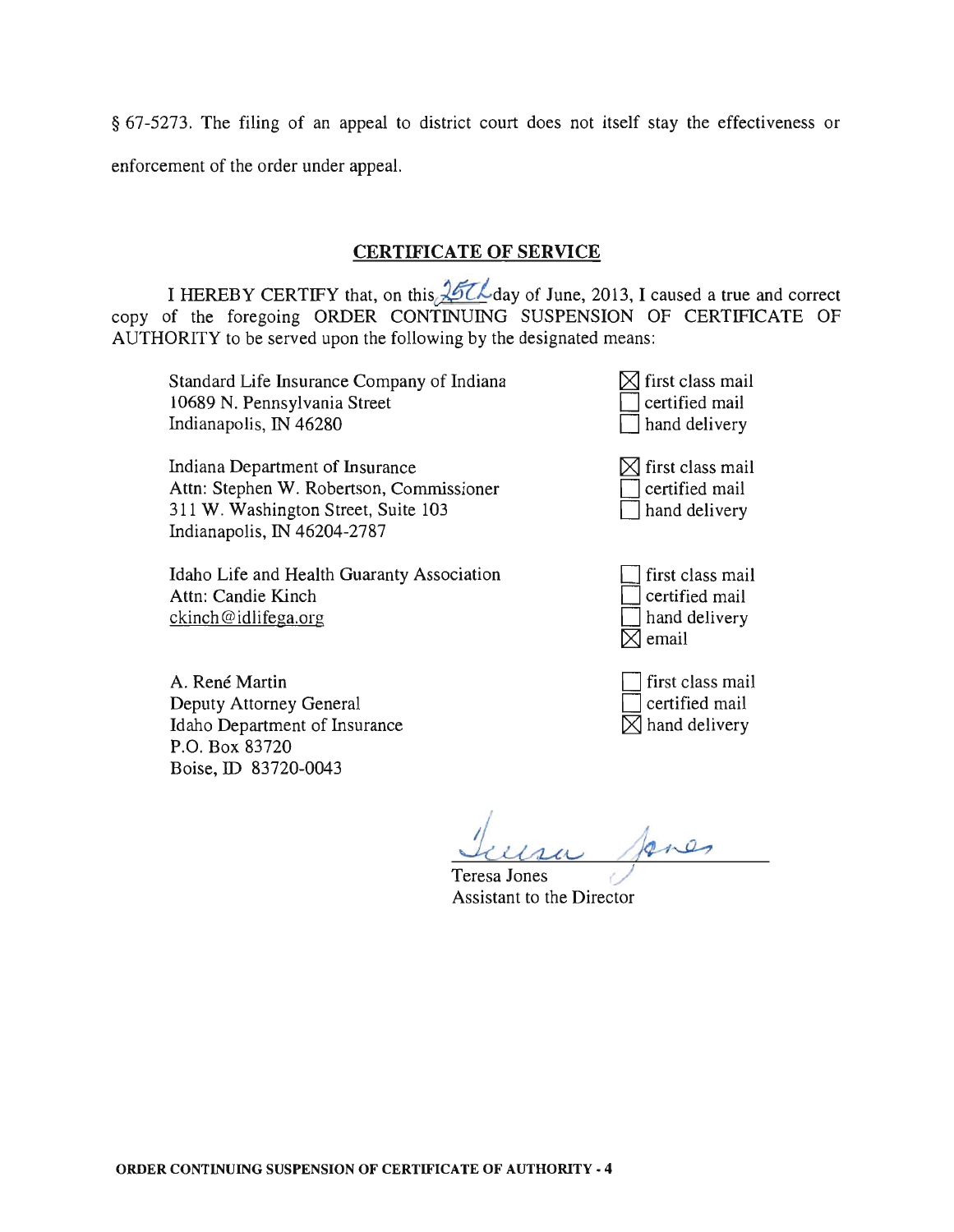§ 67-5273. The filing of an appeal to district court does not itself stay the effectiveness or enforcement of the order under appeal.

## CERTIFICATE OF SERVICE

I HEREBY CERTIFY that, on this 25th day of June, 2013, I caused a true and correct copy of the foregoing ORDER CONTINUING SUSPENSION OF CERTIFICATE OF AUTHORITY to be served upon the following by the designated means:

| | |
|---|---|
| Standard Life Insurance Company of Indiana<br>10689 N. Pennsylvania Street<br>Indianapolis, IN 46280 | ☒ first class mail<br>☐ certified mail<br>☐ hand delivery |
| Indiana Department of Insurance<br>Attn: Stephen W. Robertson, Commissioner<br>311 W. Washington Street, Suite 103<br>Indianapolis, IN 46204-2787 | ☒ first class mail<br>☐ certified mail<br>☐ hand delivery |
| Idaho Life and Health Guaranty Association<br>Attn: Candie Kinch<br>ckinch@idlifega.org | ☐ first class mail<br>☐ certified mail<br>☐ hand delivery<br>☒ email |
| A. René Martin<br>Deputy Attorney General<br>Idaho Department of Insurance<br>P.O. Box 83720<br>Boise, ID 83720-0043 | ☐ first class mail<br>☐ certified mail<br>☒ hand delivery |

Teresa Jones
Assistant to the Director